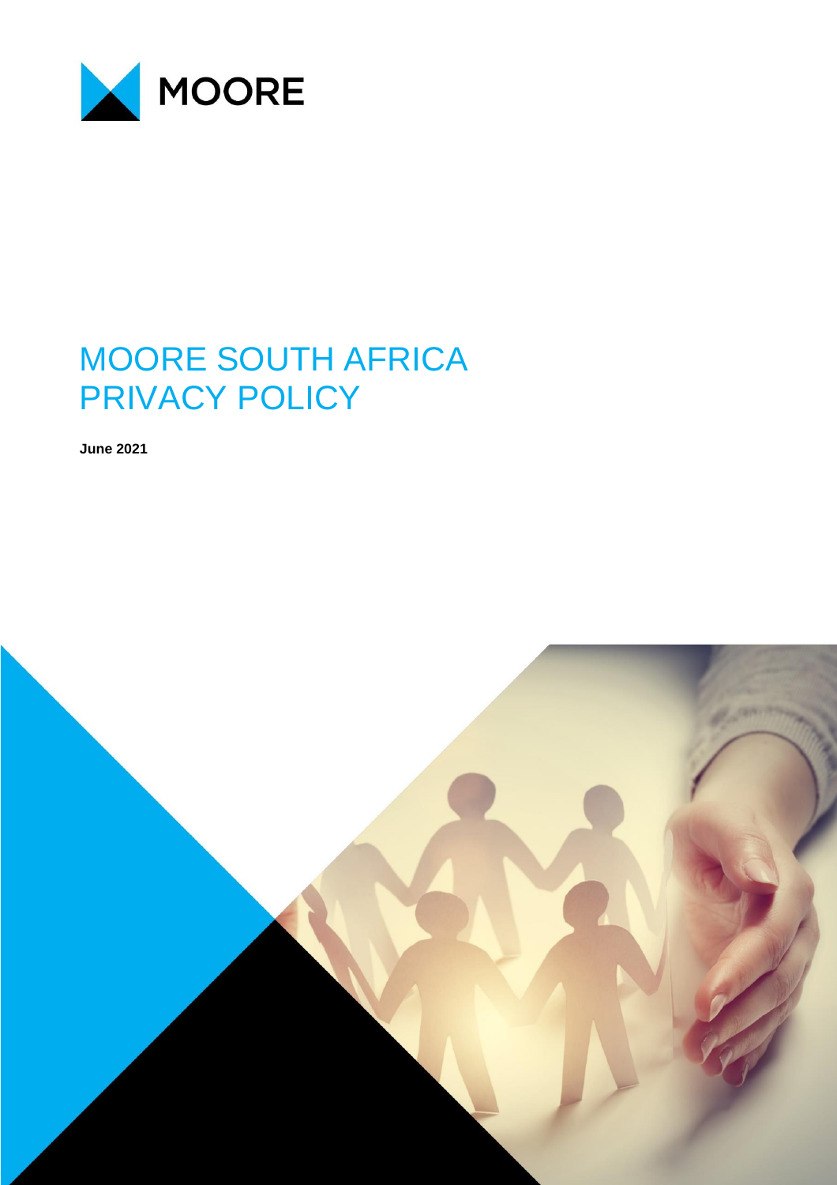MOORE

# MOORE SOUTH AFRICA PRIVACY POLICY

**June 2021**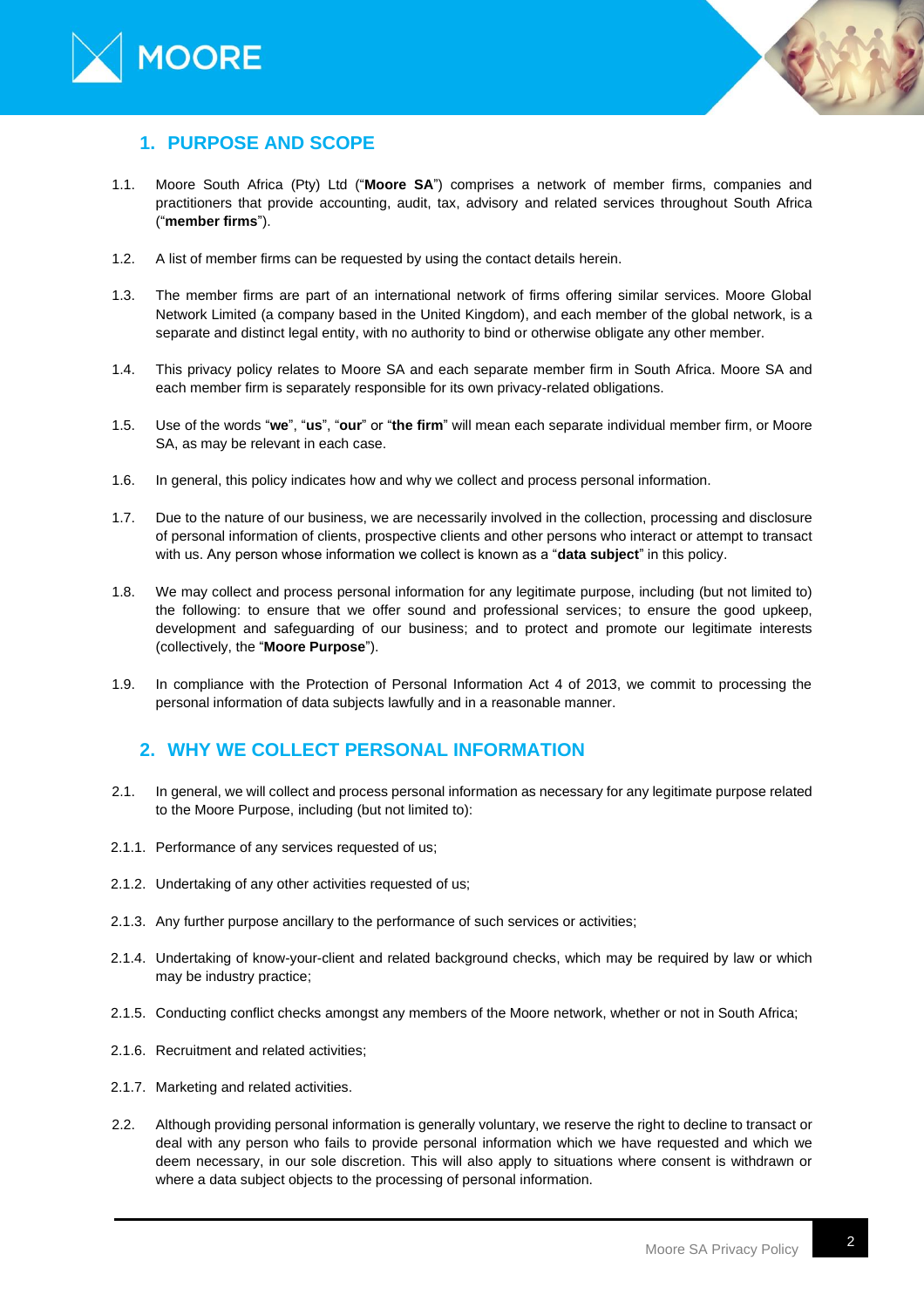## 1. PURPOSE AND SCOPE

1.1. Moore South Africa (Pty) Ltd ("**Moore SA**") comprises a network of member firms, companies and practitioners that provide accounting, audit, tax, advisory and related services throughout South Africa ("**member firms**").

1.2. A list of member firms can be requested by using the contact details herein.

1.3. The member firms are part of an international network of firms offering similar services. Moore Global Network Limited (a company based in the United Kingdom), and each member of the global network, is a separate and distinct legal entity, with no authority to bind or otherwise obligate any other member.

1.4. This privacy policy relates to Moore SA and each separate member firm in South Africa. Moore SA and each member firm is separately responsible for its own privacy-related obligations.

1.5. Use of the words "**we**", "**us**", "**our**" or "**the firm**" will mean each separate individual member firm, or Moore SA, as may be relevant in each case.

1.6. In general, this policy indicates how and why we collect and process personal information.

1.7. Due to the nature of our business, we are necessarily involved in the collection, processing and disclosure of personal information of clients, prospective clients and other persons who interact or attempt to transact with us. Any person whose information we collect is known as a "**data subject**" in this policy.

1.8. We may collect and process personal information for any legitimate purpose, including (but not limited to) the following: to ensure that we offer sound and professional services; to ensure the good upkeep, development and safeguarding of our business; and to protect and promote our legitimate interests (collectively, the "**Moore Purpose**").

1.9. In compliance with the Protection of Personal Information Act 4 of 2013, we commit to processing the personal information of data subjects lawfully and in a reasonable manner.

## 2. WHY WE COLLECT PERSONAL INFORMATION

2.1. In general, we will collect and process personal information as necessary for any legitimate purpose related to the Moore Purpose, including (but not limited to):

2.1.1. Performance of any services requested of us;

2.1.2. Undertaking of any other activities requested of us;

2.1.3. Any further purpose ancillary to the performance of such services or activities;

2.1.4. Undertaking of know-your-client and related background checks, which may be required by law or which may be industry practice;

2.1.5. Conducting conflict checks amongst any members of the Moore network, whether or not in South Africa;

2.1.6. Recruitment and related activities;

2.1.7. Marketing and related activities.

2.2. Although providing personal information is generally voluntary, we reserve the right to decline to transact or deal with any person who fails to provide personal information which we have requested and which we deem necessary, in our sole discretion. This will also apply to situations where consent is withdrawn or where a data subject objects to the processing of personal information.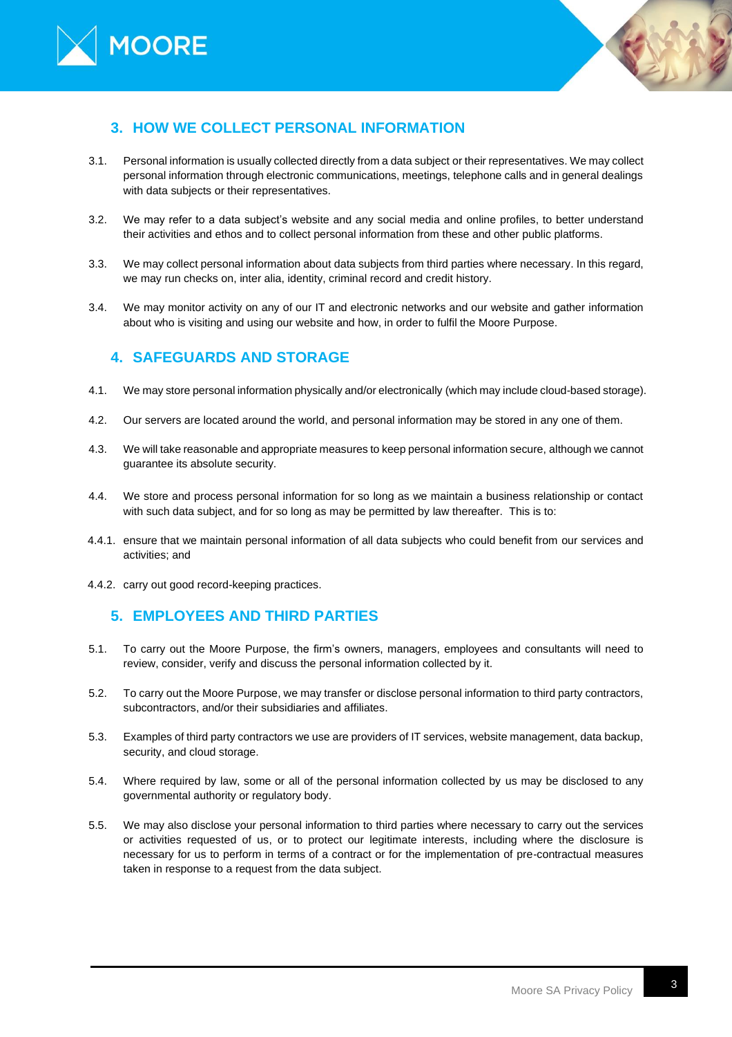## 3. HOW WE COLLECT PERSONAL INFORMATION

3.1. Personal information is usually collected directly from a data subject or their representatives. We may collect personal information through electronic communications, meetings, telephone calls and in general dealings with data subjects or their representatives.

3.2. We may refer to a data subject's website and any social media and online profiles, to better understand their activities and ethos and to collect personal information from these and other public platforms.

3.3. We may collect personal information about data subjects from third parties where necessary. In this regard, we may run checks on, inter alia, identity, criminal record and credit history.

3.4. We may monitor activity on any of our IT and electronic networks and our website and gather information about who is visiting and using our website and how, in order to fulfil the Moore Purpose.

## 4. SAFEGUARDS AND STORAGE

4.1. We may store personal information physically and/or electronically (which may include cloud-based storage).

4.2. Our servers are located around the world, and personal information may be stored in any one of them.

4.3. We will take reasonable and appropriate measures to keep personal information secure, although we cannot guarantee its absolute security.

4.4. We store and process personal information for so long as we maintain a business relationship or contact with such data subject, and for so long as may be permitted by law thereafter. This is to:

4.4.1. ensure that we maintain personal information of all data subjects who could benefit from our services and activities; and

4.4.2. carry out good record-keeping practices.

## 5. EMPLOYEES AND THIRD PARTIES

5.1. To carry out the Moore Purpose, the firm's owners, managers, employees and consultants will need to review, consider, verify and discuss the personal information collected by it.

5.2. To carry out the Moore Purpose, we may transfer or disclose personal information to third party contractors, subcontractors, and/or their subsidiaries and affiliates.

5.3. Examples of third party contractors we use are providers of IT services, website management, data backup, security, and cloud storage.

5.4. Where required by law, some or all of the personal information collected by us may be disclosed to any governmental authority or regulatory body.

5.5. We may also disclose your personal information to third parties where necessary to carry out the services or activities requested of us, or to protect our legitimate interests, including where the disclosure is necessary for us to perform in terms of a contract or for the implementation of pre-contractual measures taken in response to a request from the data subject.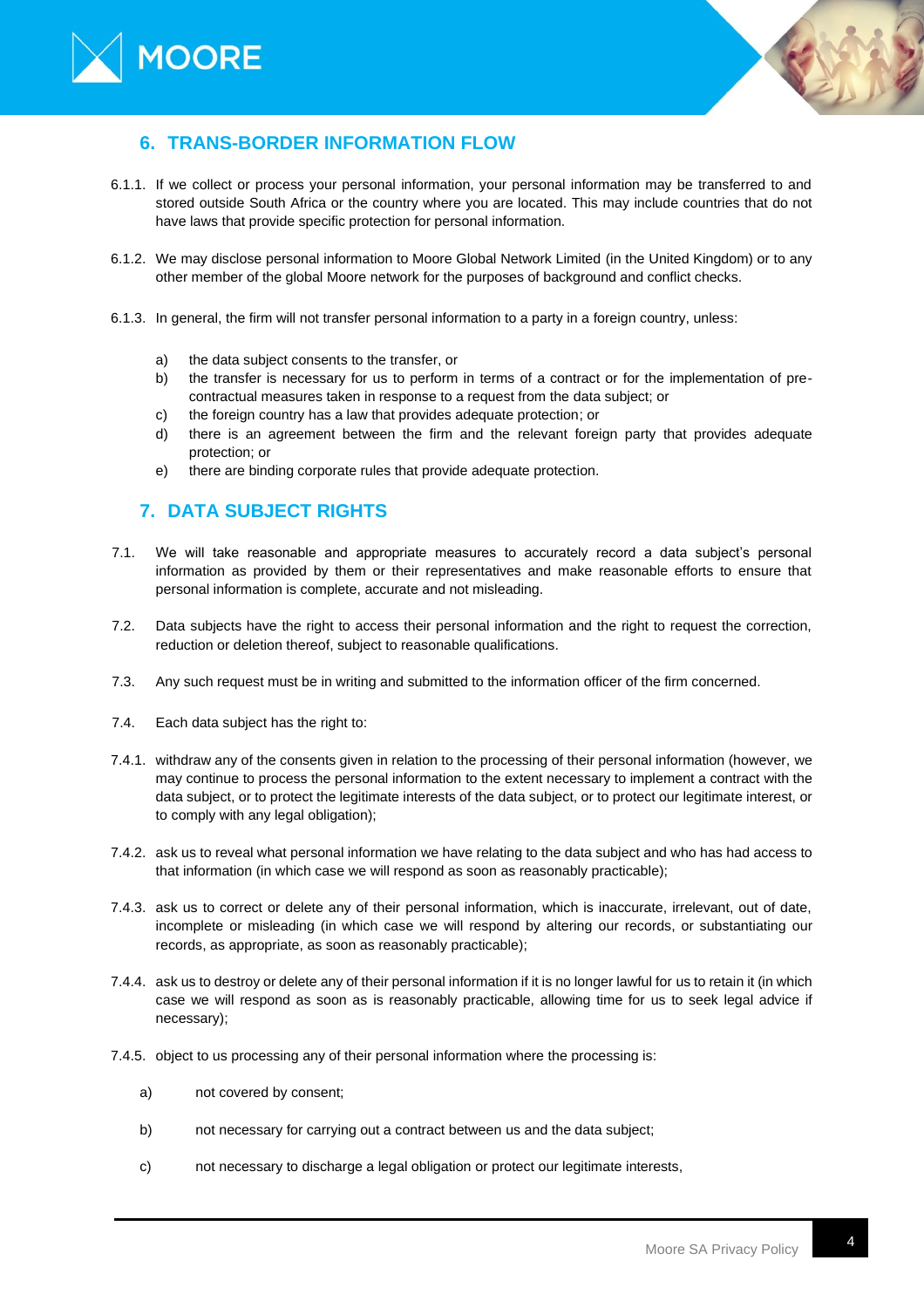## 6. TRANS-BORDER INFORMATION FLOW

6.1.1. If we collect or process your personal information, your personal information may be transferred to and stored outside South Africa or the country where you are located. This may include countries that do not have laws that provide specific protection for personal information.

6.1.2. We may disclose personal information to Moore Global Network Limited (in the United Kingdom) or to any other member of the global Moore network for the purposes of background and conflict checks.

6.1.3. In general, the firm will not transfer personal information to a party in a foreign country, unless:

a) the data subject consents to the transfer, or
b) the transfer is necessary for us to perform in terms of a contract or for the implementation of pre-contractual measures taken in response to a request from the data subject; or
c) the foreign country has a law that provides adequate protection; or
d) there is an agreement between the firm and the relevant foreign party that provides adequate protection; or
e) there are binding corporate rules that provide adequate protection.

## 7. DATA SUBJECT RIGHTS

7.1. We will take reasonable and appropriate measures to accurately record a data subject's personal information as provided by them or their representatives and make reasonable efforts to ensure that personal information is complete, accurate and not misleading.

7.2. Data subjects have the right to access their personal information and the right to request the correction, reduction or deletion thereof, subject to reasonable qualifications.

7.3. Any such request must be in writing and submitted to the information officer of the firm concerned.

7.4. Each data subject has the right to:

7.4.1. withdraw any of the consents given in relation to the processing of their personal information (however, we may continue to process the personal information to the extent necessary to implement a contract with the data subject, or to protect the legitimate interests of the data subject, or to protect our legitimate interest, or to comply with any legal obligation);

7.4.2. ask us to reveal what personal information we have relating to the data subject and who has had access to that information (in which case we will respond as soon as reasonably practicable);

7.4.3. ask us to correct or delete any of their personal information, which is inaccurate, irrelevant, out of date, incomplete or misleading (in which case we will respond by altering our records, or substantiating our records, as appropriate, as soon as reasonably practicable);

7.4.4. ask us to destroy or delete any of their personal information if it is no longer lawful for us to retain it (in which case we will respond as soon as is reasonably practicable, allowing time for us to seek legal advice if necessary);

7.4.5. object to us processing any of their personal information where the processing is:

a) not covered by consent;

b) not necessary for carrying out a contract between us and the data subject;

c) not necessary to discharge a legal obligation or protect our legitimate interests,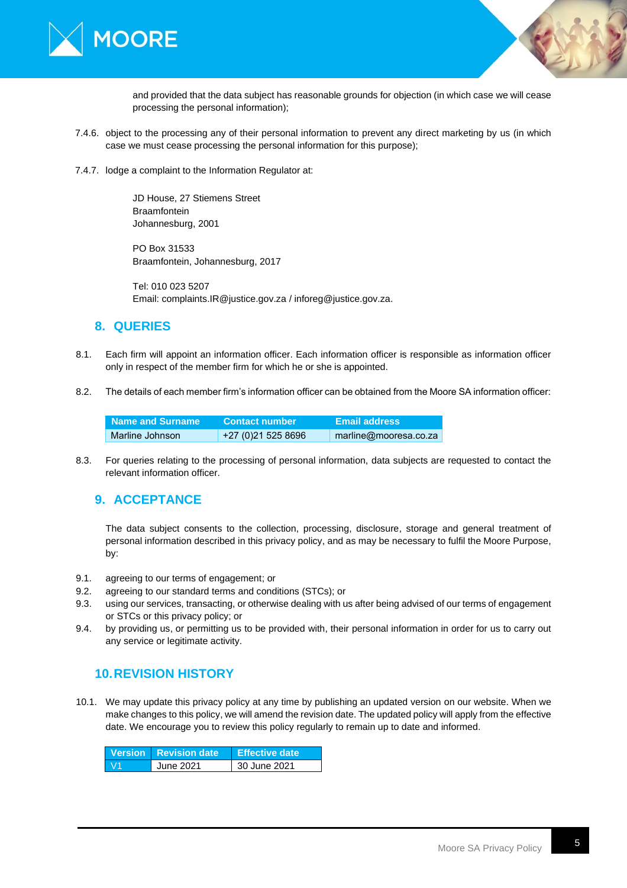and provided that the data subject has reasonable grounds for objection (in which case we will cease processing the personal information);

7.4.6. object to the processing any of their personal information to prevent any direct marketing by us (in which case we must cease processing the personal information for this purpose);

7.4.7. lodge a complaint to the Information Regulator at:

JD House, 27 Stiemens Street
Braamfontein
Johannesburg, 2001

PO Box 31533
Braamfontein, Johannesburg, 2017

Tel: 010 023 5207
Email: complaints.IR@justice.gov.za / inforeg@justice.gov.za.

## 8. QUERIES

8.1. Each firm will appoint an information officer. Each information officer is responsible as information officer only in respect of the member firm for which he or she is appointed.

8.2. The details of each member firm's information officer can be obtained from the Moore SA information officer:

| Name and Surname | Contact number | Email address |
|---|---|---|
| Marline Johnson | +27 (0)21 525 8696 | marline@mooresa.co.za |

8.3. For queries relating to the processing of personal information, data subjects are requested to contact the relevant information officer.

## 9. ACCEPTANCE

The data subject consents to the collection, processing, disclosure, storage and general treatment of personal information described in this privacy policy, and as may be necessary to fulfil the Moore Purpose, by:

9.1. agreeing to our terms of engagement; or
9.2. agreeing to our standard terms and conditions (STCs); or
9.3. using our services, transacting, or otherwise dealing with us after being advised of our terms of engagement or STCs or this privacy policy; or
9.4. by providing us, or permitting us to be provided with, their personal information in order for us to carry out any service or legitimate activity.

## 10. REVISION HISTORY

10.1. We may update this privacy policy at any time by publishing an updated version on our website. When we make changes to this policy, we will amend the revision date. The updated policy will apply from the effective date. We encourage you to review this policy regularly to remain up to date and informed.

| Version | Revision date | Effective date |
|---|---|---|
| V1 | June 2021 | 30 June 2021 |